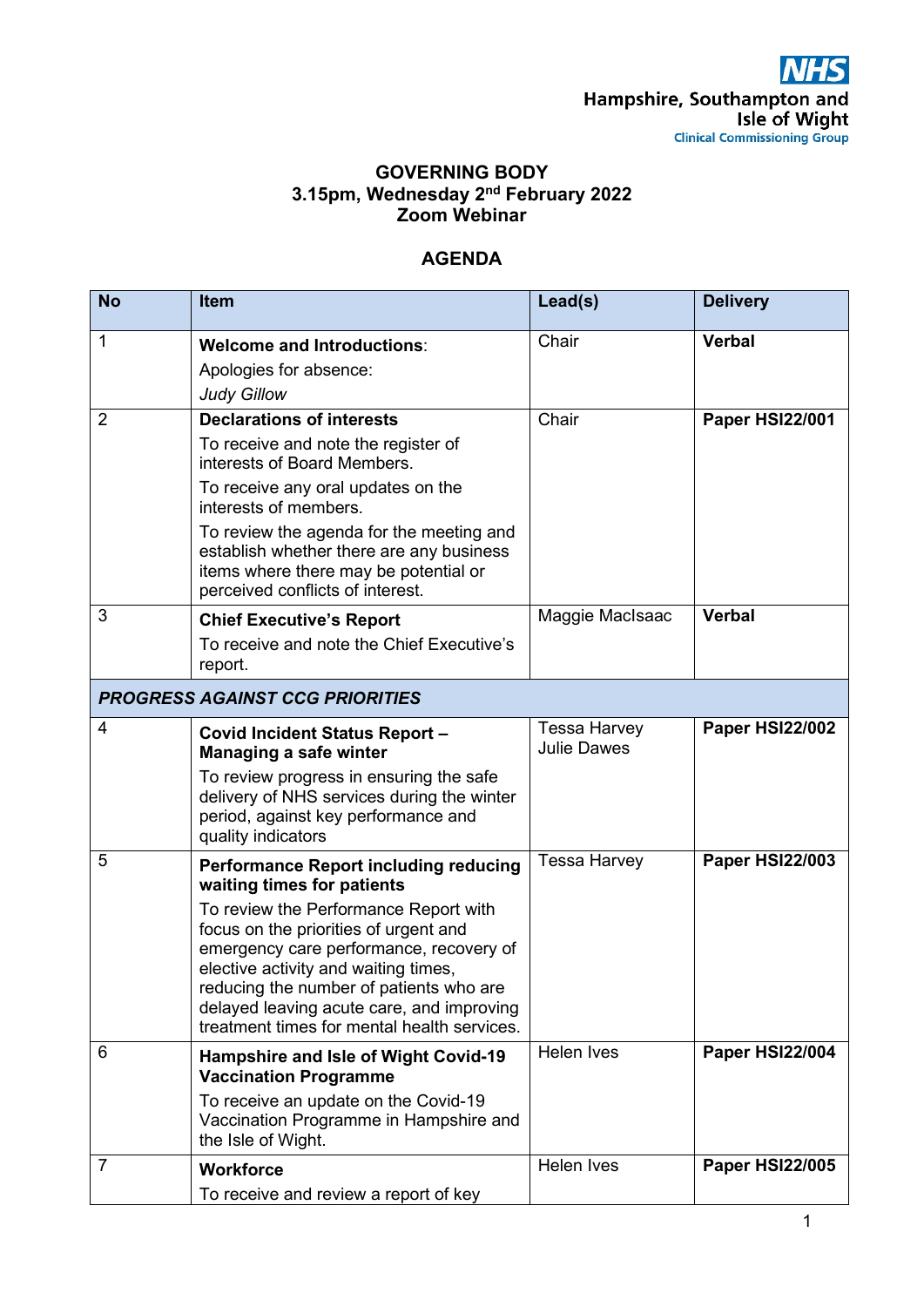NHS
Hampshire, Southampton and Isle of Wight
Clinical Commissioning Group

# GOVERNING BODY
## 3.15pm, Wednesday 2nd February 2022
## Zoom Webinar

## AGENDA

| No | Item | Lead(s) | Delivery |
|---|---|---|---|
| 1 | **Welcome and Introductions**:<br>Apologies for absence:<br>*Judy Gillow* | Chair | **Verbal** |
| 2 | **Declarations of interests**<br>To receive and note the register of interests of Board Members.<br>To receive any oral updates on the interests of members.<br>To review the agenda for the meeting and establish whether there are any business items where there may be potential or perceived conflicts of interest. | Chair | **Paper HSI22/001** |
| 3 | **Chief Executive's Report**<br>To receive and note the Chief Executive's report. | Maggie MacIsaac | **Verbal** |
| ***PROGRESS AGAINST CCG PRIORITIES*** | | | |
| 4 | **Covid Incident Status Report – Managing a safe winter**<br>To review progress in ensuring the safe delivery of NHS services during the winter period, against key performance and quality indicators | Tessa Harvey<br>Julie Dawes | **Paper HSI22/002** |
| 5 | **Performance Report including reducing waiting times for patients**<br>To review the Performance Report with focus on the priorities of urgent and emergency care performance, recovery of elective activity and waiting times, reducing the number of patients who are delayed leaving acute care, and improving treatment times for mental health services. | Tessa Harvey | **Paper HSI22/003** |
| 6 | **Hampshire and Isle of Wight Covid-19 Vaccination Programme**<br>To receive an update on the Covid-19 Vaccination Programme in Hampshire and the Isle of Wight. | Helen Ives | **Paper HSI22/004** |
| 7 | **Workforce**<br>To receive and review a report of key | Helen Ives | **Paper HSI22/005** |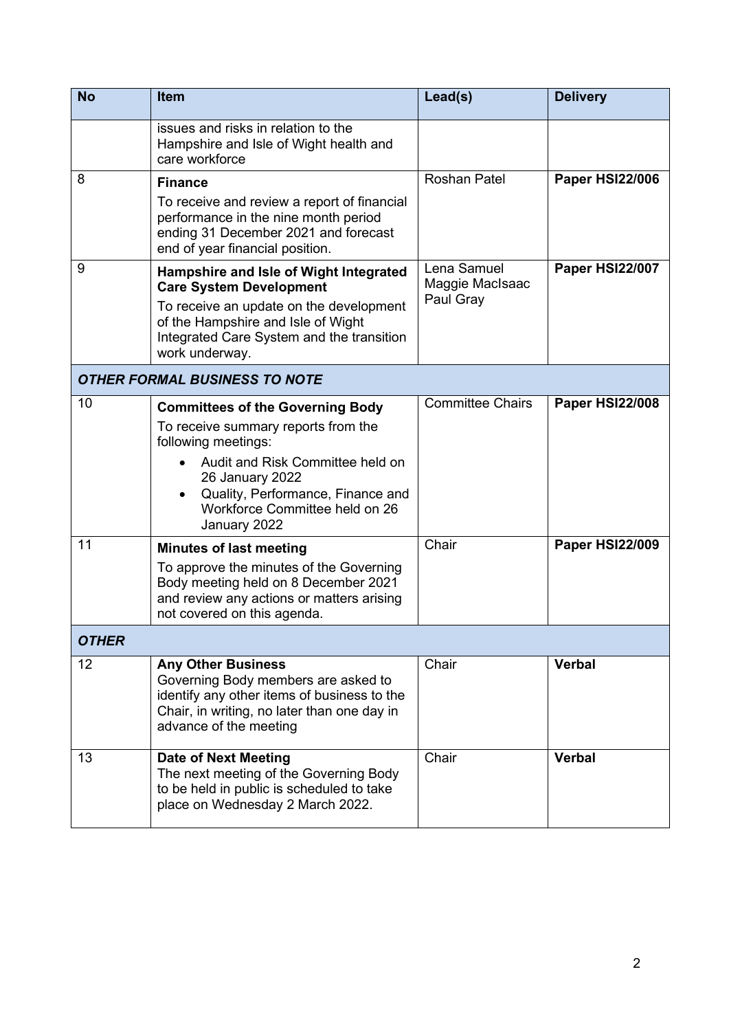| No | Item | Lead(s) | Delivery |
|---|---|---|---|
| | issues and risks in relation to the Hampshire and Isle of Wight health and care workforce | | |
| 8 | **Finance**<br>To receive and review a report of financial performance in the nine month period ending 31 December 2021 and forecast end of year financial position. | Roshan Patel | **Paper HSI22/006** |
| 9 | **Hampshire and Isle of Wight Integrated Care System Development**<br>To receive an update on the development of the Hampshire and Isle of Wight Integrated Care System and the transition work underway. | Lena Samuel<br>Maggie MacIsaac<br>Paul Gray | **Paper HSI22/007** |
| ***OTHER FORMAL BUSINESS TO NOTE*** | | | |
| 10 | **Committees of the Governing Body**<br>To receive summary reports from the following meetings:<br>• Audit and Risk Committee held on 26 January 2022<br>• Quality, Performance, Finance and Workforce Committee held on 26 January 2022 | Committee Chairs | **Paper HSI22/008** |
| 11 | **Minutes of last meeting**<br>To approve the minutes of the Governing Body meeting held on 8 December 2021 and review any actions or matters arising not covered on this agenda. | Chair | **Paper HSI22/009** |
| ***OTHER*** | | | |
| 12 | **Any Other Business**<br>Governing Body members are asked to identify any other items of business to the Chair, in writing, no later than one day in advance of the meeting | Chair | **Verbal** |
| 13 | **Date of Next Meeting**<br>The next meeting of the Governing Body to be held in public is scheduled to take place on Wednesday 2 March 2022. | Chair | **Verbal** |